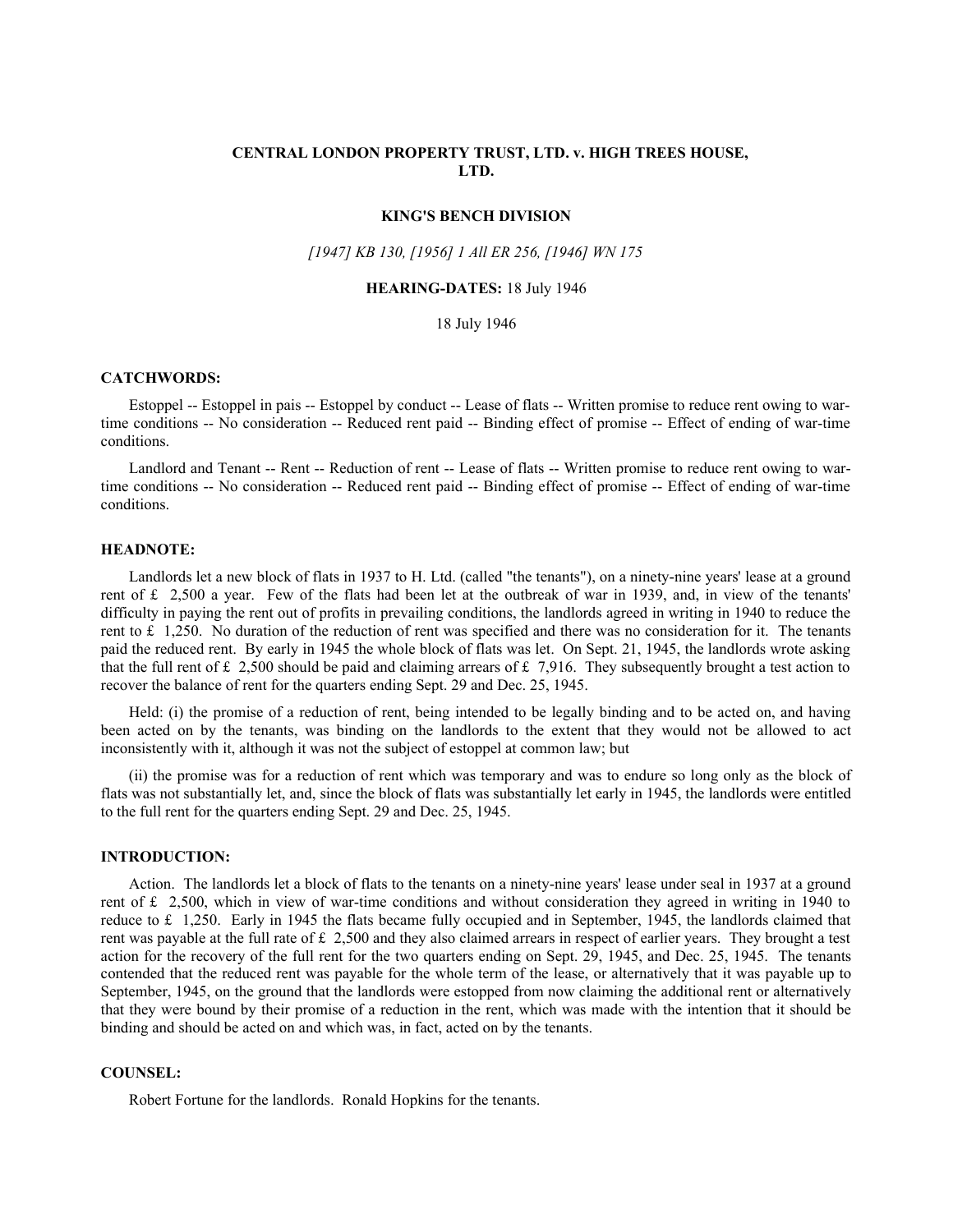# CENTRAL LONDON PROPERTY TRUST, LTD. v. HIGH TREES HOUSE, LTD.

### KING'S BENCH DIVISION

*[1947] KB 130, [1956] 1 All ER 256, [1946] WN 175*

**HEARING-DATES:** 18 July 1946

18 July 1946

## CATCHWORDS:

Estoppel -- Estoppel in pais -- Estoppel by conduct -- Lease of flats -- Written promise to reduce rent owing to war-time conditions -- No consideration -- Reduced rent paid -- Binding effect of promise -- Effect of ending of war-time conditions.

Landlord and Tenant -- Rent -- Reduction of rent -- Lease of flats -- Written promise to reduce rent owing to war-time conditions -- No consideration -- Reduced rent paid -- Binding effect of promise -- Effect of ending of war-time conditions.

## HEADNOTE:

Landlords let a new block of flats in 1937 to H. Ltd. (called "the tenants"), on a ninety-nine years' lease at a ground rent of £ 2,500 a year. Few of the flats had been let at the outbreak of war in 1939, and, in view of the tenants' difficulty in paying the rent out of profits in prevailing conditions, the landlords agreed in writing in 1940 to reduce the rent to £ 1,250. No duration of the reduction of rent was specified and there was no consideration for it. The tenants paid the reduced rent. By early in 1945 the whole block of flats was let. On Sept. 21, 1945, the landlords wrote asking that the full rent of £ 2,500 should be paid and claiming arrears of £ 7,916. They subsequently brought a test action to recover the balance of rent for the quarters ending Sept. 29 and Dec. 25, 1945.

Held: (i) the promise of a reduction of rent, being intended to be legally binding and to be acted on, and having been acted on by the tenants, was binding on the landlords to the extent that they would not be allowed to act inconsistently with it, although it was not the subject of estoppel at common law; but

(ii) the promise was for a reduction of rent which was temporary and was to endure so long only as the block of flats was not substantially let, and, since the block of flats was substantially let early in 1945, the landlords were entitled to the full rent for the quarters ending Sept. 29 and Dec. 25, 1945.

## INTRODUCTION:

Action. The landlords let a block of flats to the tenants on a ninety-nine years' lease under seal in 1937 at a ground rent of £ 2,500, which in view of war-time conditions and without consideration they agreed in writing in 1940 to reduce to £ 1,250. Early in 1945 the flats became fully occupied and in September, 1945, the landlords claimed that rent was payable at the full rate of £ 2,500 and they also claimed arrears in respect of earlier years. They brought a test action for the recovery of the full rent for the two quarters ending on Sept. 29, 1945, and Dec. 25, 1945. The tenants contended that the reduced rent was payable for the whole term of the lease, or alternatively that it was payable up to September, 1945, on the ground that the landlords were estopped from now claiming the additional rent or alternatively that they were bound by their promise of a reduction in the rent, which was made with the intention that it should be binding and should be acted on and which was, in fact, acted on by the tenants.

## COUNSEL:

Robert Fortune for the landlords. Ronald Hopkins for the tenants.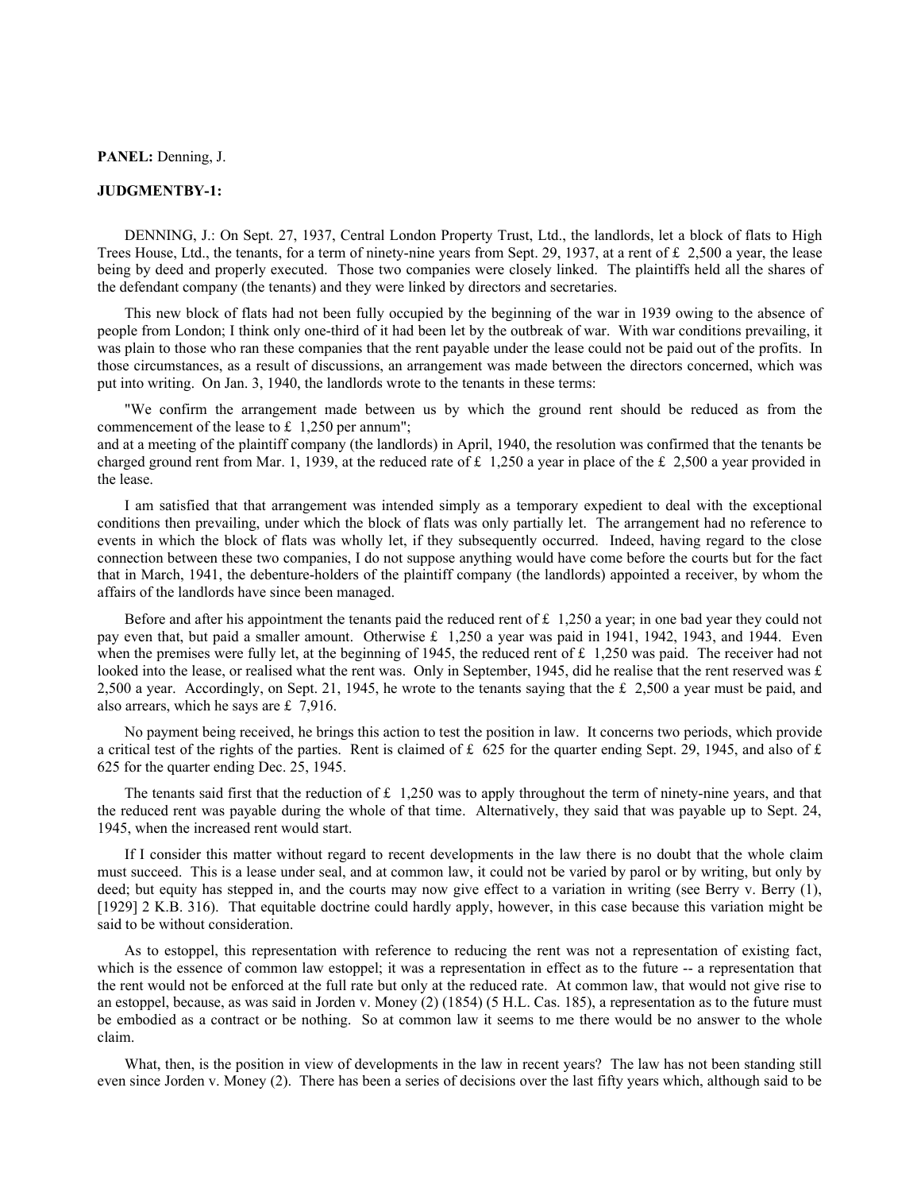**PANEL:** Denning, J.

**JUDGMENTBY-1:**

DENNING, J.: On Sept. 27, 1937, Central London Property Trust, Ltd., the landlords, let a block of flats to High Trees House, Ltd., the tenants, for a term of ninety-nine years from Sept. 29, 1937, at a rent of £ 2,500 a year, the lease being by deed and properly executed. Those two companies were closely linked. The plaintiffs held all the shares of the defendant company (the tenants) and they were linked by directors and secretaries.

This new block of flats had not been fully occupied by the beginning of the war in 1939 owing to the absence of people from London; I think only one-third of it had been let by the outbreak of war. With war conditions prevailing, it was plain to those who ran these companies that the rent payable under the lease could not be paid out of the profits. In those circumstances, as a result of discussions, an arrangement was made between the directors concerned, which was put into writing. On Jan. 3, 1940, the landlords wrote to the tenants in these terms:

"We confirm the arrangement made between us by which the ground rent should be reduced as from the commencement of the lease to £ 1,250 per annum";
and at a meeting of the plaintiff company (the landlords) in April, 1940, the resolution was confirmed that the tenants be charged ground rent from Mar. 1, 1939, at the reduced rate of £ 1,250 a year in place of the £ 2,500 a year provided in the lease.

I am satisfied that that arrangement was intended simply as a temporary expedient to deal with the exceptional conditions then prevailing, under which the block of flats was only partially let. The arrangement had no reference to events in which the block of flats was wholly let, if they subsequently occurred. Indeed, having regard to the close connection between these two companies, I do not suppose anything would have come before the courts but for the fact that in March, 1941, the debenture-holders of the plaintiff company (the landlords) appointed a receiver, by whom the affairs of the landlords have since been managed.

Before and after his appointment the tenants paid the reduced rent of £ 1,250 a year; in one bad year they could not pay even that, but paid a smaller amount. Otherwise £ 1,250 a year was paid in 1941, 1942, 1943, and 1944. Even when the premises were fully let, at the beginning of 1945, the reduced rent of £ 1,250 was paid. The receiver had not looked into the lease, or realised what the rent was. Only in September, 1945, did he realise that the rent reserved was £ 2,500 a year. Accordingly, on Sept. 21, 1945, he wrote to the tenants saying that the £ 2,500 a year must be paid, and also arrears, which he says are £ 7,916.

No payment being received, he brings this action to test the position in law. It concerns two periods, which provide a critical test of the rights of the parties. Rent is claimed of £ 625 for the quarter ending Sept. 29, 1945, and also of £ 625 for the quarter ending Dec. 25, 1945.

The tenants said first that the reduction of £ 1,250 was to apply throughout the term of ninety-nine years, and that the reduced rent was payable during the whole of that time. Alternatively, they said that was payable up to Sept. 24, 1945, when the increased rent would start.

If I consider this matter without regard to recent developments in the law there is no doubt that the whole claim must succeed. This is a lease under seal, and at common law, it could not be varied by parol or by writing, but only by deed; but equity has stepped in, and the courts may now give effect to a variation in writing (see Berry v. Berry (1), [1929] 2 K.B. 316). That equitable doctrine could hardly apply, however, in this case because this variation might be said to be without consideration.

As to estoppel, this representation with reference to reducing the rent was not a representation of existing fact, which is the essence of common law estoppel; it was a representation in effect as to the future -- a representation that the rent would not be enforced at the full rate but only at the reduced rate. At common law, that would not give rise to an estoppel, because, as was said in Jorden v. Money (2) (1854) (5 H.L. Cas. 185), a representation as to the future must be embodied as a contract or be nothing. So at common law it seems to me there would be no answer to the whole claim.

What, then, is the position in view of developments in the law in recent years? The law has not been standing still even since Jorden v. Money (2). There has been a series of decisions over the last fifty years which, although said to be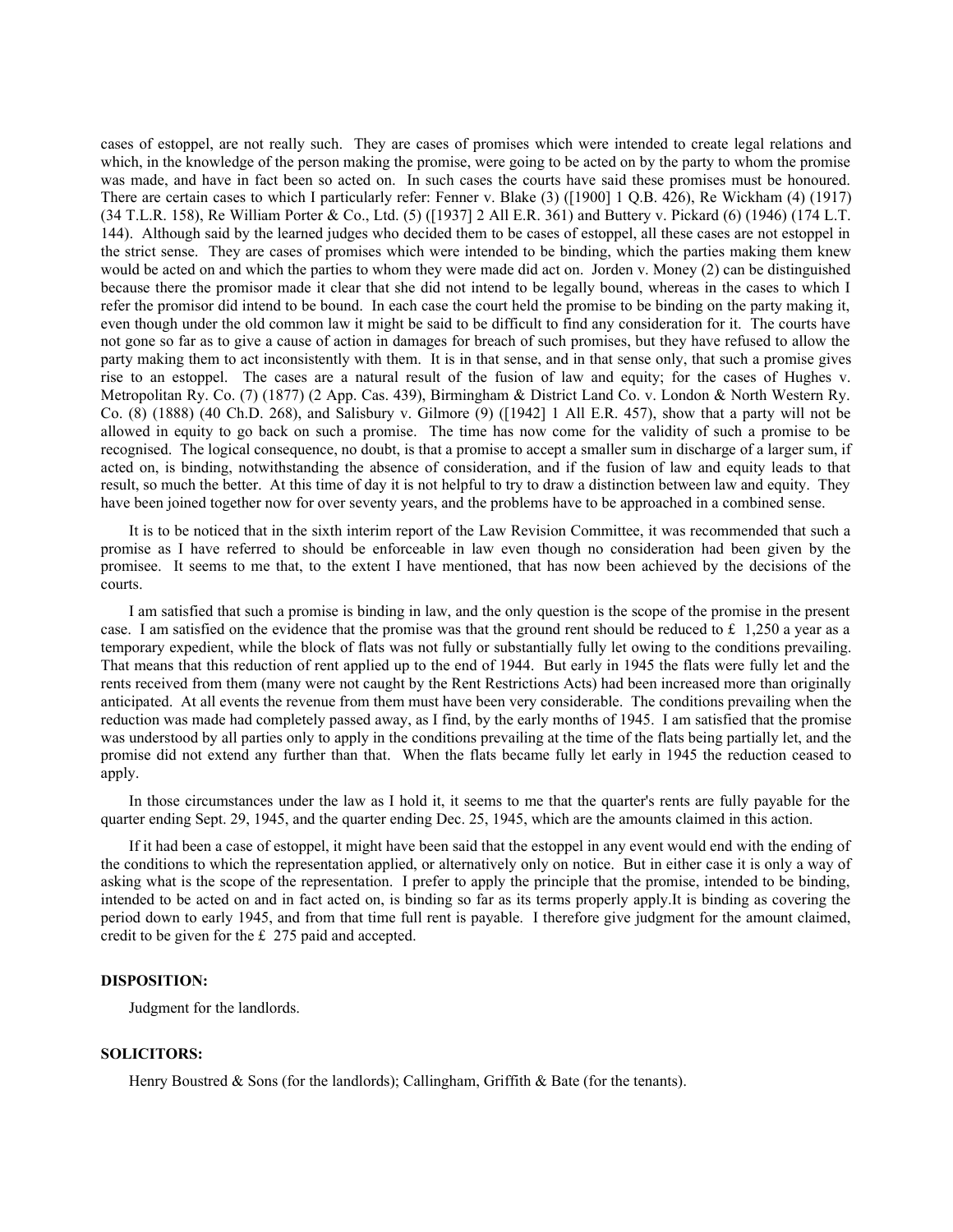cases of estoppel, are not really such. They are cases of promises which were intended to create legal relations and which, in the knowledge of the person making the promise, were going to be acted on by the party to whom the promise was made, and have in fact been so acted on. In such cases the courts have said these promises must be honoured. There are certain cases to which I particularly refer: Fenner v. Blake (3) ([1900] 1 Q.B. 426), Re Wickham (4) (1917) (34 T.L.R. 158), Re William Porter & Co., Ltd. (5) ([1937] 2 All E.R. 361) and Buttery v. Pickard (6) (1946) (174 L.T. 144). Although said by the learned judges who decided them to be cases of estoppel, all these cases are not estoppel in the strict sense. They are cases of promises which were intended to be binding, which the parties making them knew would be acted on and which the parties to whom they were made did act on. Jorden v. Money (2) can be distinguished because there the promisor made it clear that she did not intend to be legally bound, whereas in the cases to which I refer the promisor did intend to be bound. In each case the court held the promise to be binding on the party making it, even though under the old common law it might be said to be difficult to find any consideration for it. The courts have not gone so far as to give a cause of action in damages for breach of such promises, but they have refused to allow the party making them to act inconsistently with them. It is in that sense, and in that sense only, that such a promise gives rise to an estoppel. The cases are a natural result of the fusion of law and equity; for the cases of Hughes v. Metropolitan Ry. Co. (7) (1877) (2 App. Cas. 439), Birmingham & District Land Co. v. London & North Western Ry. Co. (8) (1888) (40 Ch.D. 268), and Salisbury v. Gilmore (9) ([1942] 1 All E.R. 457), show that a party will not be allowed in equity to go back on such a promise. The time has now come for the validity of such a promise to be recognised. The logical consequence, no doubt, is that a promise to accept a smaller sum in discharge of a larger sum, if acted on, is binding, notwithstanding the absence of consideration, and if the fusion of law and equity leads to that result, so much the better. At this time of day it is not helpful to try to draw a distinction between law and equity. They have been joined together now for over seventy years, and the problems have to be approached in a combined sense.

It is to be noticed that in the sixth interim report of the Law Revision Committee, it was recommended that such a promise as I have referred to should be enforceable in law even though no consideration had been given by the promisee. It seems to me that, to the extent I have mentioned, that has now been achieved by the decisions of the courts.

I am satisfied that such a promise is binding in law, and the only question is the scope of the promise in the present case. I am satisfied on the evidence that the promise was that the ground rent should be reduced to £ 1,250 a year as a temporary expedient, while the block of flats was not fully or substantially fully let owing to the conditions prevailing. That means that this reduction of rent applied up to the end of 1944. But early in 1945 the flats were fully let and the rents received from them (many were not caught by the Rent Restrictions Acts) had been increased more than originally anticipated. At all events the revenue from them must have been very considerable. The conditions prevailing when the reduction was made had completely passed away, as I find, by the early months of 1945. I am satisfied that the promise was understood by all parties only to apply in the conditions prevailing at the time of the flats being partially let, and the promise did not extend any further than that. When the flats became fully let early in 1945 the reduction ceased to apply.

In those circumstances under the law as I hold it, it seems to me that the quarter's rents are fully payable for the quarter ending Sept. 29, 1945, and the quarter ending Dec. 25, 1945, which are the amounts claimed in this action.

If it had been a case of estoppel, it might have been said that the estoppel in any event would end with the ending of the conditions to which the representation applied, or alternatively only on notice. But in either case it is only a way of asking what is the scope of the representation. I prefer to apply the principle that the promise, intended to be binding, intended to be acted on and in fact acted on, is binding so far as its terms properly apply.It is binding as covering the period down to early 1945, and from that time full rent is payable. I therefore give judgment for the amount claimed, credit to be given for the £ 275 paid and accepted.

**DISPOSITION:**

Judgment for the landlords.

**SOLICITORS:**

Henry Boustred & Sons (for the landlords); Callingham, Griffith & Bate (for the tenants).